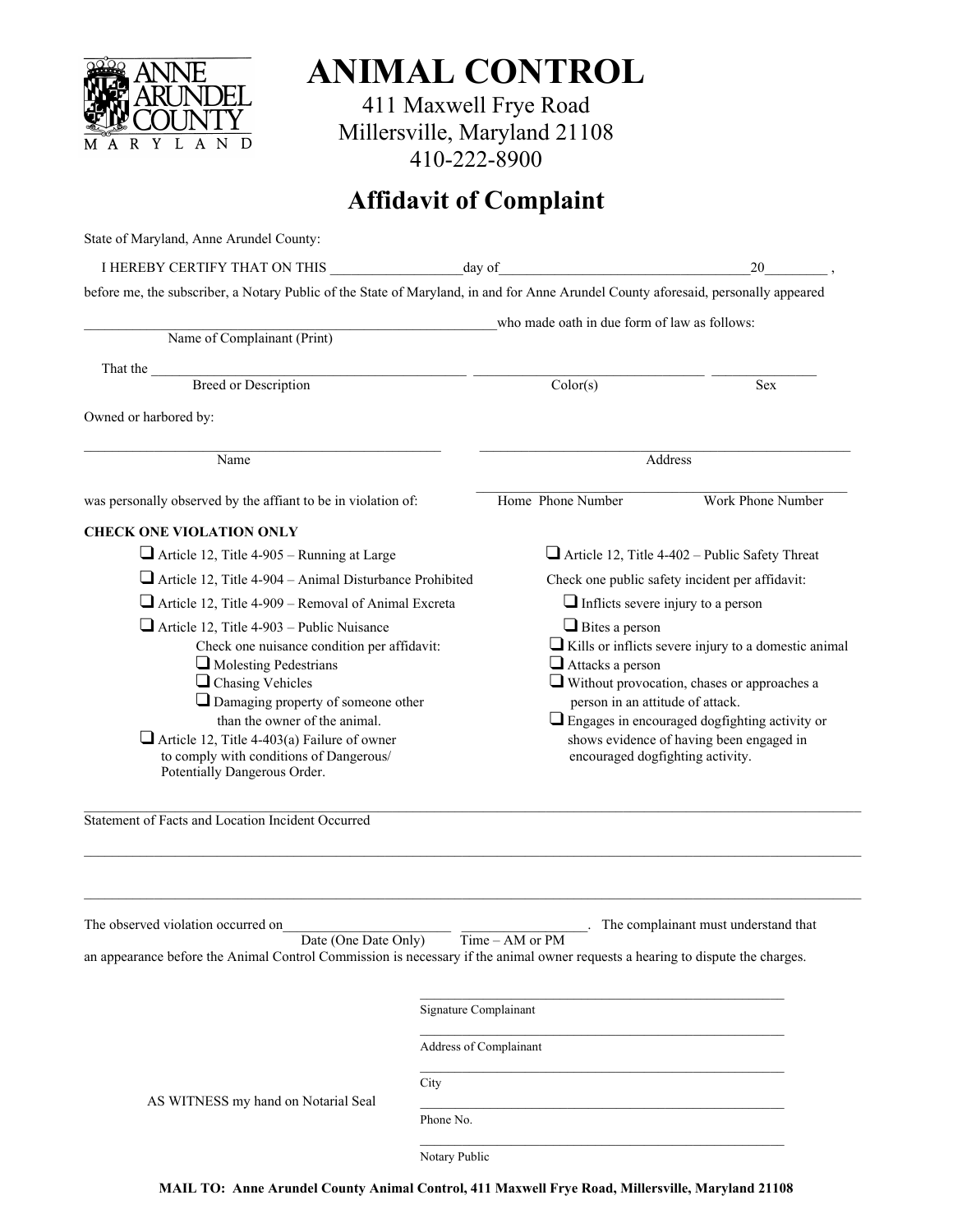ANNE ARUNDEL COUNTY
MARYLAND

# ANIMAL CONTROL

411 Maxwell Frye Road
Millersville, Maryland 21108
410-222-8900

## Affidavit of Complaint

State of Maryland, Anne Arundel County:

I HEREBY CERTIFY THAT ON THIS ________________day of_________________________________20________ ,

before me, the subscriber, a Notary Public of the State of Maryland, in and for Anne Arundel County aforesaid, personally appeared

_______________________________________________________who made oath in due form of law as follows:

Name of Complainant (Print)

That the _____________________________________________ ______________________________ ______________

Breed or Description Color(s) Sex

Owned or harbored by:

_______________________________________________ _______________________________________________

Name Address

_______________________________________________

was personally observed by the affiant to be in violation of: Home Phone Number Work Phone Number

**CHECK ONE VIOLATION ONLY**

- ❑ Article 12, Title 4-905 – Running at Large
- ❑ Article 12, Title 4-904 – Animal Disturbance Prohibited
- ❑ Article 12, Title 4-909 – Removal of Animal Excreta
- ❑ Article 12, Title 4-903 – Public Nuisance
  Check one nuisance condition per affidavit:
  - ❑ Molesting Pedestrians
  - ❑ Chasing Vehicles
  - ❑ Damaging property of someone other than the owner of the animal.
- ❑ Article 12, Title 4-403(a) Failure of owner to comply with conditions of Dangerous/ Potentially Dangerous Order.
- ❑ Article 12, Title 4-402 – Public Safety Threat
  Check one public safety incident per affidavit:
  - ❑ Inflicts severe injury to a person
  - ❑ Bites a person
  - ❑ Kills or inflicts severe injury to a domestic animal
  - ❑ Attacks a person
  - ❑ Without provocation, chases or approaches a person in an attitude of attack.
  - ❑ Engages in encouraged dogfighting activity or shows evidence of having been engaged in encouraged dogfighting activity.

_____________________________________________________________________________________________

Statement of Facts and Location Incident Occurred

_____________________________________________________________________________________________

_____________________________________________________________________________________________

The observed violation occurred on_______________________ _________________. The complainant must understand that

Date (One Date Only) Time – AM or PM

an appearance before the Animal Control Commission is necessary if the animal owner requests a hearing to dispute the charges.

_______________________________________________
Signature Complainant

_______________________________________________
Address of Complainant

_______________________________________________
City

AS WITNESS my hand on Notarial Seal

_______________________________________________
Phone No.

_______________________________________________
Notary Public

**MAIL TO: Anne Arundel County Animal Control, 411 Maxwell Frye Road, Millersville, Maryland 21108**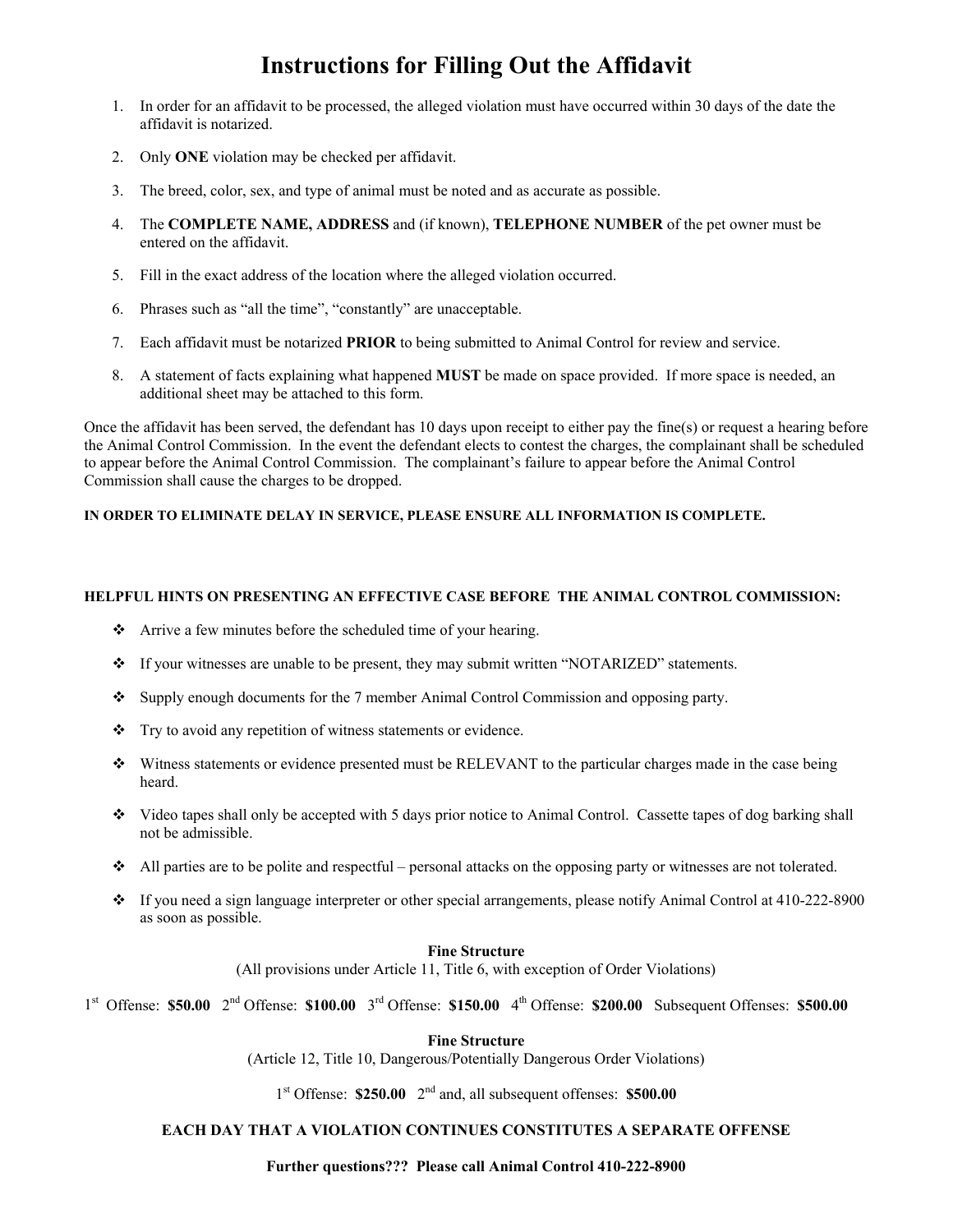# Instructions for Filling Out the Affidavit

1. In order for an affidavit to be processed, the alleged violation must have occurred within 30 days of the date the affidavit is notarized.
2. Only **ONE** violation may be checked per affidavit.
3. The breed, color, sex, and type of animal must be noted and as accurate as possible.
4. The **COMPLETE NAME, ADDRESS** and (if known), **TELEPHONE NUMBER** of the pet owner must be entered on the affidavit.
5. Fill in the exact address of the location where the alleged violation occurred.
6. Phrases such as “all the time”, “constantly” are unacceptable.
7. Each affidavit must be notarized **PRIOR** to being submitted to Animal Control for review and service.
8. A statement of facts explaining what happened **MUST** be made on space provided. If more space is needed, an additional sheet may be attached to this form.

Once the affidavit has been served, the defendant has 10 days upon receipt to either pay the fine(s) or request a hearing before the Animal Control Commission. In the event the defendant elects to contest the charges, the complainant shall be scheduled to appear before the Animal Control Commission. The complainant’s failure to appear before the Animal Control Commission shall cause the charges to be dropped.

**IN ORDER TO ELIMINATE DELAY IN SERVICE, PLEASE ENSURE ALL INFORMATION IS COMPLETE.**

**HELPFUL HINTS ON PRESENTING AN EFFECTIVE CASE BEFORE THE ANIMAL CONTROL COMMISSION:**

- Arrive a few minutes before the scheduled time of your hearing.
- If your witnesses are unable to be present, they may submit written “NOTARIZED” statements.
- Supply enough documents for the 7 member Animal Control Commission and opposing party.
- Try to avoid any repetition of witness statements or evidence.
- Witness statements or evidence presented must be RELEVANT to the particular charges made in the case being heard.
- Video tapes shall only be accepted with 5 days prior notice to Animal Control. Cassette tapes of dog barking shall not be admissible.
- All parties are to be polite and respectful – personal attacks on the opposing party or witnesses are not tolerated.
- If you need a sign language interpreter or other special arrangements, please notify Animal Control at 410-222-8900 as soon as possible.

**Fine Structure**

(All provisions under Article 11, Title 6, with exception of Order Violations)

1st Offense: **$50.00** 2nd Offense: **$100.00** 3rd Offense: **$150.00** 4th Offense: **$200.00** Subsequent Offenses: **$500.00**

**Fine Structure**

(Article 12, Title 10, Dangerous/Potentially Dangerous Order Violations)

1st Offense: **$250.00** 2nd and, all subsequent offenses: **$500.00**

**EACH DAY THAT A VIOLATION CONTINUES CONSTITUTES A SEPARATE OFFENSE**

**Further questions??? Please call Animal Control 410-222-8900**